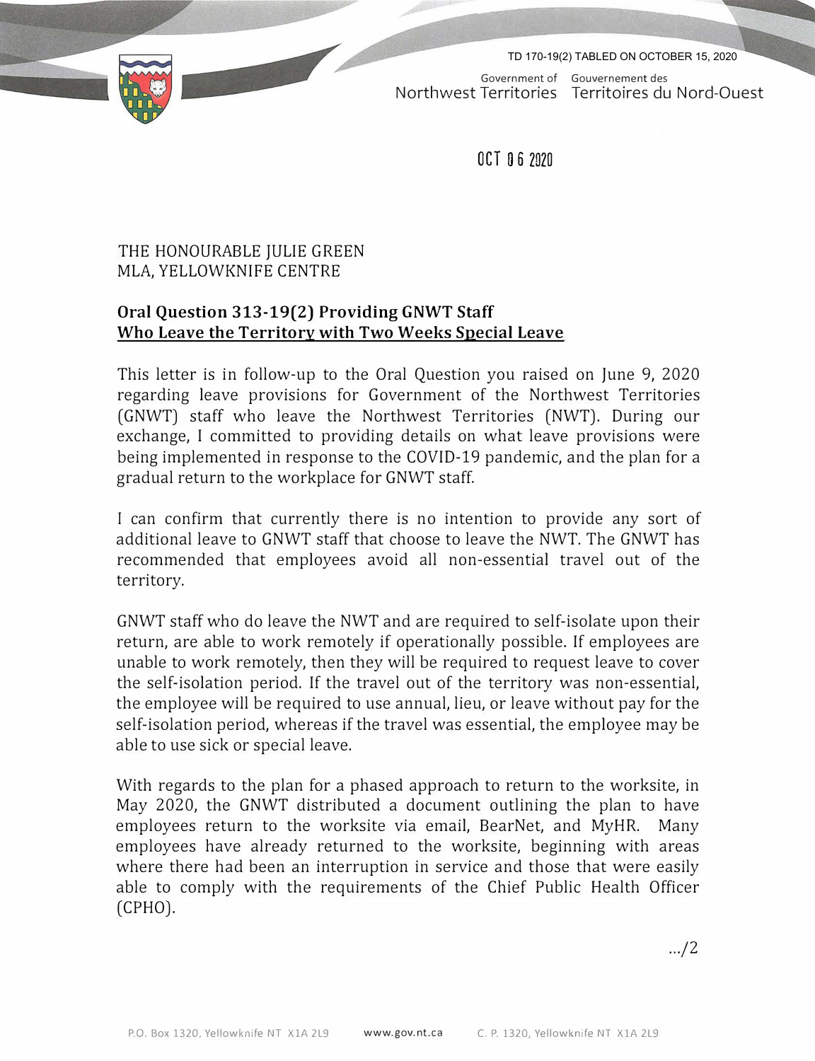TD 170-19(2) TABLED ON OCTOBER 15, 2020

Government of Northwest Territories | Gouvernement des Territoires du Nord-Ouest

OCT 06 2020

THE HONOURABLE JULIE GREEN
MLA, YELLOWKNIFE CENTRE

**Oral Question 313-19(2) Providing GNWT Staff Who Leave the Territory with Two Weeks Special Leave**

This letter is in follow-up to the Oral Question you raised on June 9, 2020 regarding leave provisions for Government of the Northwest Territories (GNWT) staff who leave the Northwest Territories (NWT). During our exchange, I committed to providing details on what leave provisions were being implemented in response to the COVID-19 pandemic, and the plan for a gradual return to the workplace for GNWT staff.

I can confirm that currently there is no intention to provide any sort of additional leave to GNWT staff that choose to leave the NWT. The GNWT has recommended that employees avoid all non-essential travel out of the territory.

GNWT staff who do leave the NWT and are required to self-isolate upon their return, are able to work remotely if operationally possible. If employees are unable to work remotely, then they will be required to request leave to cover the self-isolation period. If the travel out of the territory was non-essential, the employee will be required to use annual, lieu, or leave without pay for the self-isolation period, whereas if the travel was essential, the employee may be able to use sick or special leave.

With regards to the plan for a phased approach to return to the worksite, in May 2020, the GNWT distributed a document outlining the plan to have employees return to the worksite via email, BearNet, and MyHR. Many employees have already returned to the worksite, beginning with areas where there had been an interruption in service and those that were easily able to comply with the requirements of the Chief Public Health Officer (CPHO).

.../2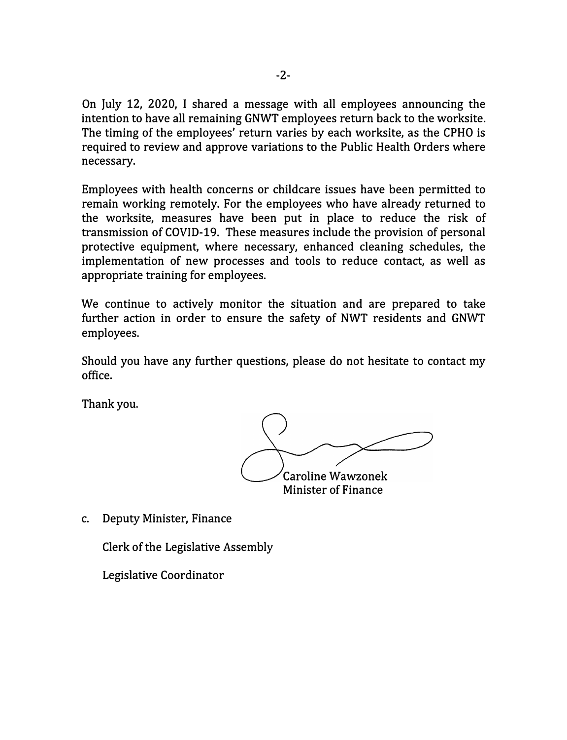On July 12, 2020, I shared a message with all employees announcing the intention to have all remaining GNWT employees return back to the worksite. The timing of the employees' return varies by each worksite, as the CPHO is required to review and approve variations to the Public Health Orders where necessary.

Employees with health concerns or childcare issues have been permitted to remain working remotely. For the employees who have already returned to the worksite, measures have been put in place to reduce the risk of transmission of COVID-19. These measures include the provision of personal protective equipment, where necessary, enhanced cleaning schedules, the implementation of new processes and tools to reduce contact, as well as appropriate training for employees.

We continue to actively monitor the situation and are prepared to take further action in order to ensure the safety of NWT residents and GNWT employees.

Should you have any further questions, please do not hesitate to contact my office.

Thank you.

Caroline Wawzonek
Minister of Finance

c. Deputy Minister, Finance

Clerk of the Legislative Assembly

Legislative Coordinator